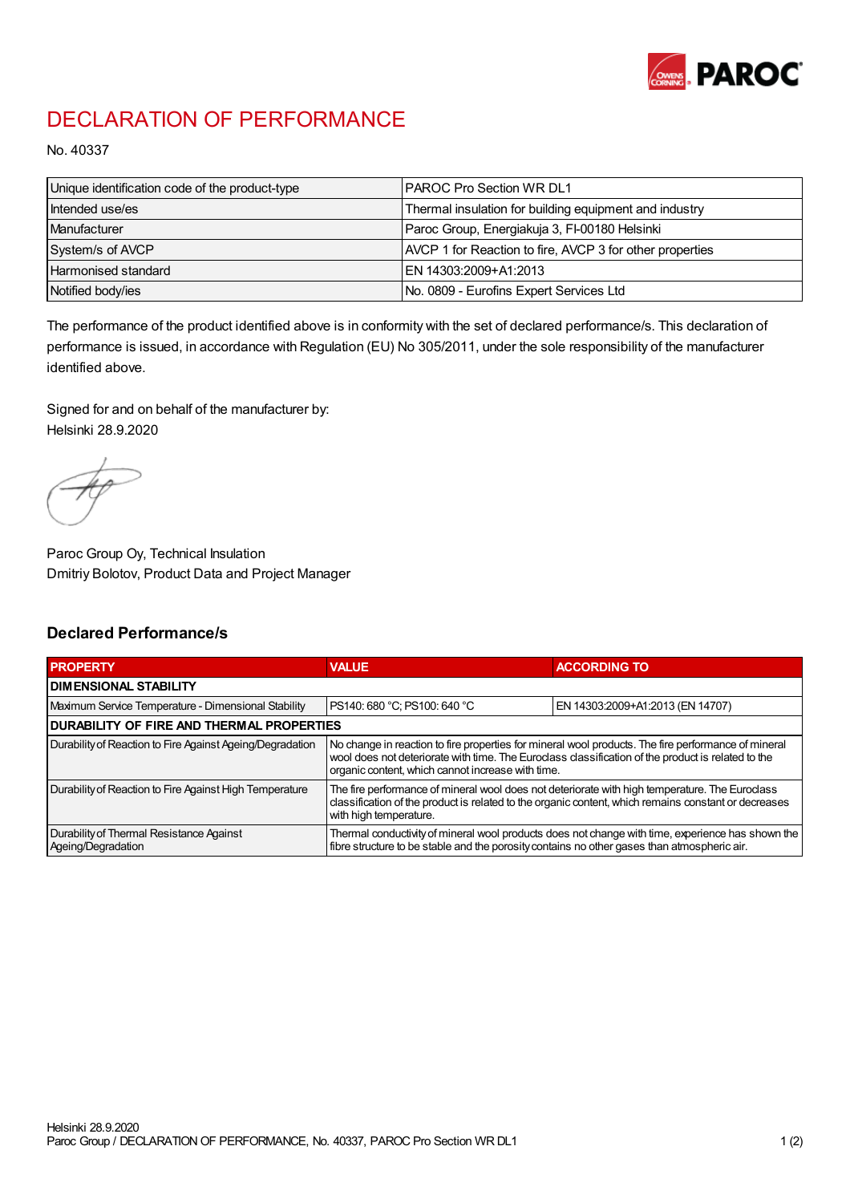# DECLARATION OF PERFORMANCE

No. 40337

| | |
|---|---|
| Unique identification code of the product-type | PAROC Pro Section WR DL1 |
| Intended use/es | Thermal insulation for building equipment and industry |
| Manufacturer | Paroc Group, Energiakuja 3, FI-00180 Helsinki |
| System/s of AVCP | AVCP 1 for Reaction to fire, AVCP 3 for other properties |
| Harmonised standard | EN 14303:2009+A1:2013 |
| Notified body/ies | No. 0809 - Eurofins Expert Services Ltd |

The performance of the product identified above is in conformity with the set of declared performance/s. This declaration of performance is issued, in accordance with Regulation (EU) No 305/2011, under the sole responsibility of the manufacturer identified above.

Signed for and on behalf of the manufacturer by:
Helsinki 28.9.2020

Paroc Group Oy, Technical Insulation
Dmitriy Bolotov, Product Data and Project Manager

## Declared Performance/s

| PROPERTY | VALUE | ACCORDING TO |
|---|---|---|
| **DIMENSIONAL STABILITY** | | |
| Maximum Service Temperature - Dimensional Stability | PS140: 680 °C; PS100: 640 °C | EN 14303:2009+A1:2013 (EN 14707) |
| **DURABILITY OF FIRE AND THERMAL PROPERTIES** | | |
| Durability of Reaction to Fire Against Ageing/Degradation | No change in reaction to fire properties for mineral wool products. The fire performance of mineral wool does not deteriorate with time. The Euroclass classification of the product is related to the organic content, which cannot increase with time. | |
| Durability of Reaction to Fire Against High Temperature | The fire performance of mineral wool does not deteriorate with high temperature. The Euroclass classification of the product is related to the organic content, which remains constant or decreases with high temperature. | |
| Durability of Thermal Resistance Against Ageing/Degradation | Thermal conductivity of mineral wool products does not change with time, experience has shown the fibre structure to be stable and the porosity contains no other gases than atmospheric air. | |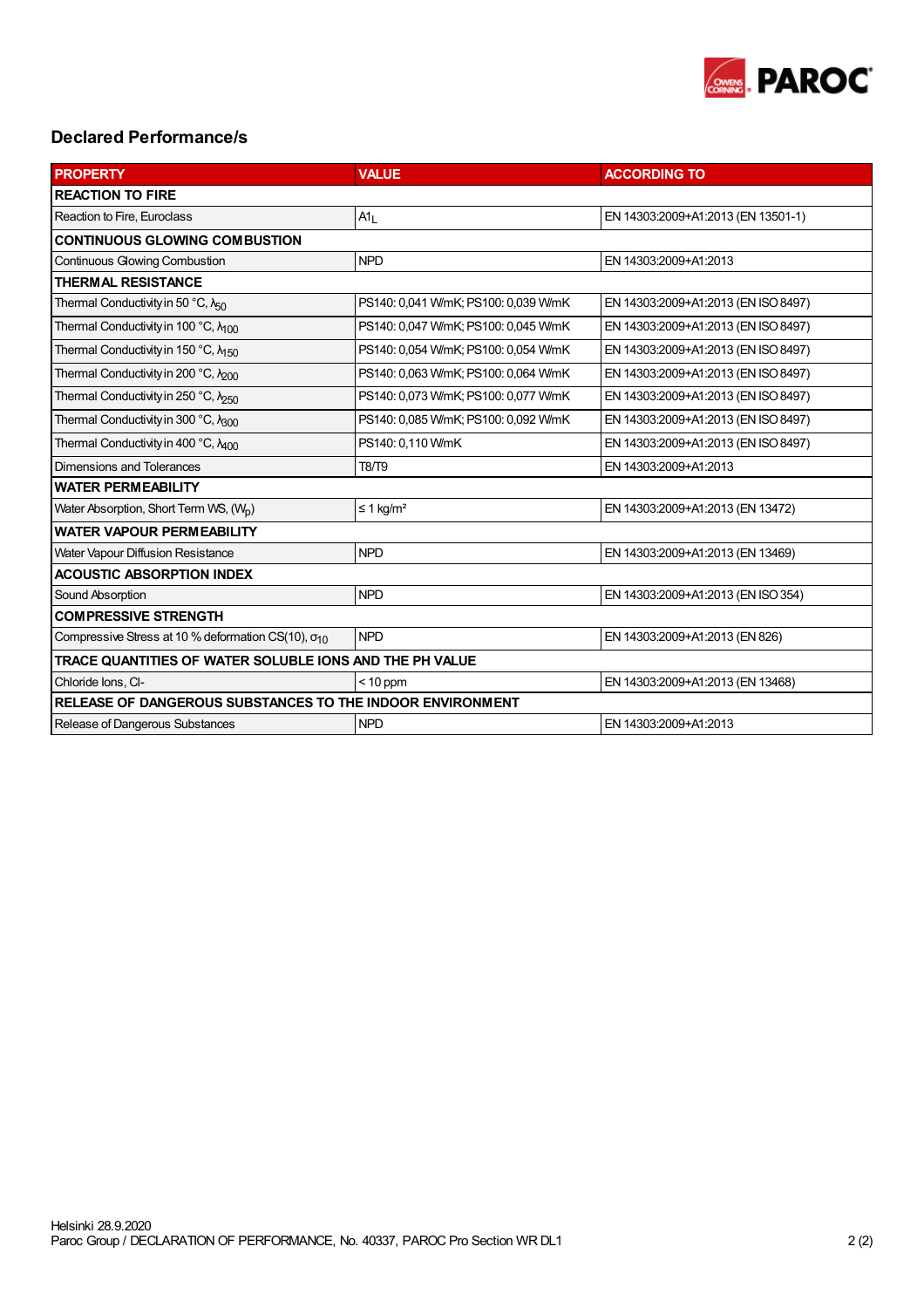## Declared Performance/s

| PROPERTY | VALUE | ACCORDING TO |
|---|---|---|
| **REACTION TO FIRE** | | |
| Reaction to Fire, Euroclass | $A1_L$ | EN 14303:2009+A1:2013 (EN 13501-1) |
| **CONTINUOUS GLOWING COMBUSTION** | | |
| Continuous Glowing Combustion | NPD | EN 14303:2009+A1:2013 |
| **THERMAL RESISTANCE** | | |
| Thermal Conductivity in 50 °C, $\lambda_{50}$ | PS140: 0,041 W/mK; PS100: 0,039 W/mK | EN 14303:2009+A1:2013 (EN ISO 8497) |
| Thermal Conductivity in 100 °C, $\lambda_{100}$ | PS140: 0,047 W/mK; PS100: 0,045 W/mK | EN 14303:2009+A1:2013 (EN ISO 8497) |
| Thermal Conductivity in 150 °C, $\lambda_{150}$ | PS140: 0,054 W/mK; PS100: 0,054 W/mK | EN 14303:2009+A1:2013 (EN ISO 8497) |
| Thermal Conductivity in 200 °C, $\lambda_{200}$ | PS140: 0,063 W/mK; PS100: 0,064 W/mK | EN 14303:2009+A1:2013 (EN ISO 8497) |
| Thermal Conductivity in 250 °C, $\lambda_{250}$ | PS140: 0,073 W/mK; PS100: 0,077 W/mK | EN 14303:2009+A1:2013 (EN ISO 8497) |
| Thermal Conductivity in 300 °C, $\lambda_{300}$ | PS140: 0,085 W/mK; PS100: 0,092 W/mK | EN 14303:2009+A1:2013 (EN ISO 8497) |
| Thermal Conductivity in 400 °C, $\lambda_{400}$ | PS140: 0,110 W/mK | EN 14303:2009+A1:2013 (EN ISO 8497) |
| Dimensions and Tolerances | T8/T9 | EN 14303:2009+A1:2013 |
| **WATER PERMEABILITY** | | |
| Water Absorption, Short Term WS, ($W_p$) | ≤ 1 kg/m² | EN 14303:2009+A1:2013 (EN 13472) |
| **WATER VAPOUR PERMEABILITY** | | |
| Water Vapour Diffusion Resistance | NPD | EN 14303:2009+A1:2013 (EN 13469) |
| **ACOUSTIC ABSORPTION INDEX** | | |
| Sound Absorption | NPD | EN 14303:2009+A1:2013 (EN ISO 354) |
| **COMPRESSIVE STRENGTH** | | |
| Compressive Stress at 10 % deformation CS(10), $\sigma_{10}$ | NPD | EN 14303:2009+A1:2013 (EN 826) |
| **TRACE QUANTITIES OF WATER SOLUBLE IONS AND THE PH VALUE** | | |
| Chloride Ions, Cl- | < 10 ppm | EN 14303:2009+A1:2013 (EN 13468) |
| **RELEASE OF DANGEROUS SUBSTANCES TO THE INDOOR ENVIRONMENT** | | |
| Release of Dangerous Substances | NPD | EN 14303:2009+A1:2013 |

Helsinki 28.9.2020
Paroc Group / DECLARATION OF PERFORMANCE, No. 40337, PAROC Pro Section WR DL1